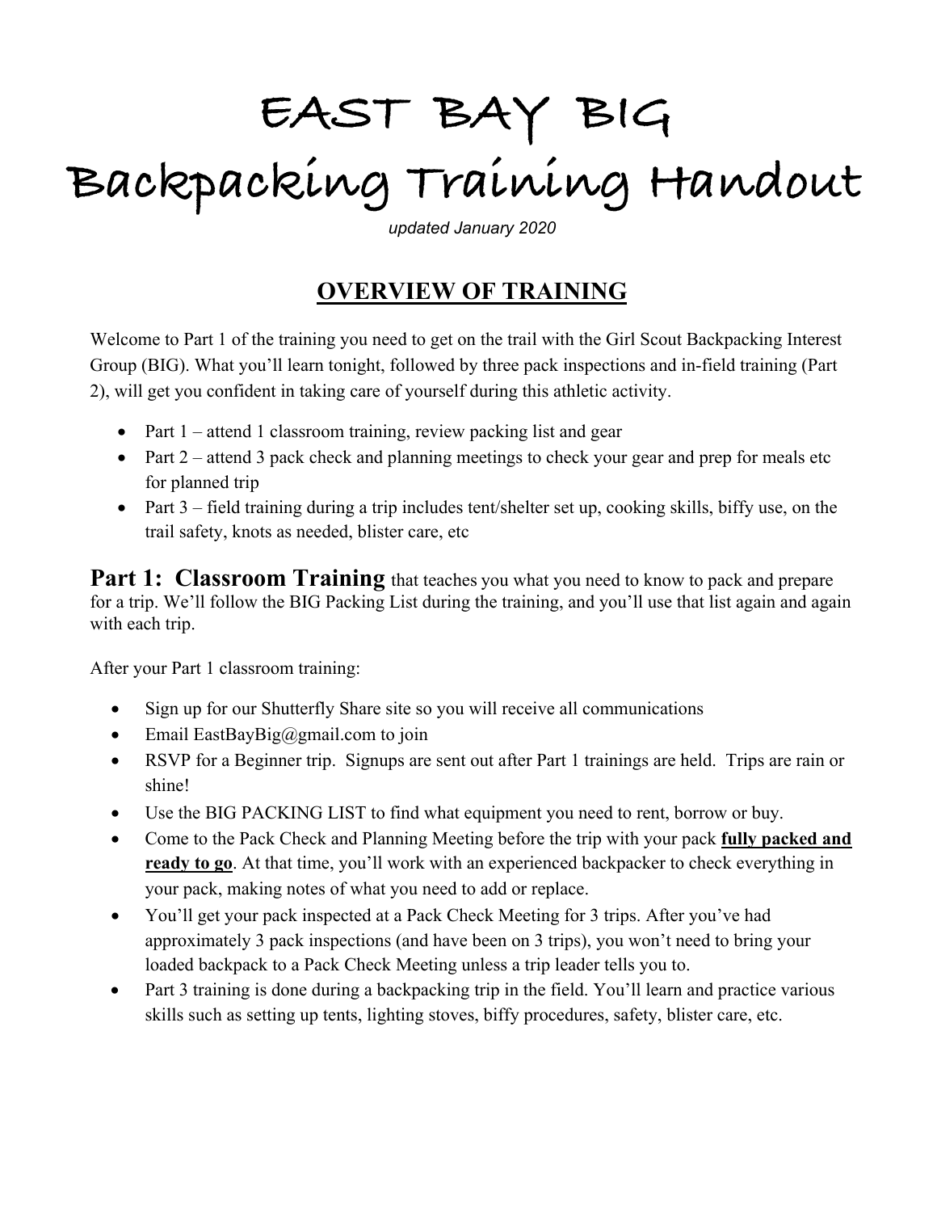# EAST BAY BIG
# Backpacking Training Handout

*updated January 2020*

## OVERVIEW OF TRAINING

Welcome to Part 1 of the training you need to get on the trail with the Girl Scout Backpacking Interest Group (BIG). What you'll learn tonight, followed by three pack inspections and in-field training (Part 2), will get you confident in taking care of yourself during this athletic activity.

- Part 1 – attend 1 classroom training, review packing list and gear
- Part 2 – attend 3 pack check and planning meetings to check your gear and prep for meals etc for planned trip
- Part 3 – field training during a trip includes tent/shelter set up, cooking skills, biffy use, on the trail safety, knots as needed, blister care, etc

**Part 1: Classroom Training** that teaches you what you need to know to pack and prepare for a trip. We'll follow the BIG Packing List during the training, and you'll use that list again and again with each trip.

After your Part 1 classroom training:

- Sign up for our Shutterfly Share site so you will receive all communications
- Email EastBayBig@gmail.com to join
- RSVP for a Beginner trip. Signups are sent out after Part 1 trainings are held. Trips are rain or shine!
- Use the BIG PACKING LIST to find what equipment you need to rent, borrow or buy.
- Come to the Pack Check and Planning Meeting before the trip with your pack **fully packed and ready to go**. At that time, you'll work with an experienced backpacker to check everything in your pack, making notes of what you need to add or replace.
- You'll get your pack inspected at a Pack Check Meeting for 3 trips. After you've had approximately 3 pack inspections (and have been on 3 trips), you won't need to bring your loaded backpack to a Pack Check Meeting unless a trip leader tells you to.
- Part 3 training is done during a backpacking trip in the field. You'll learn and practice various skills such as setting up tents, lighting stoves, biffy procedures, safety, blister care, etc.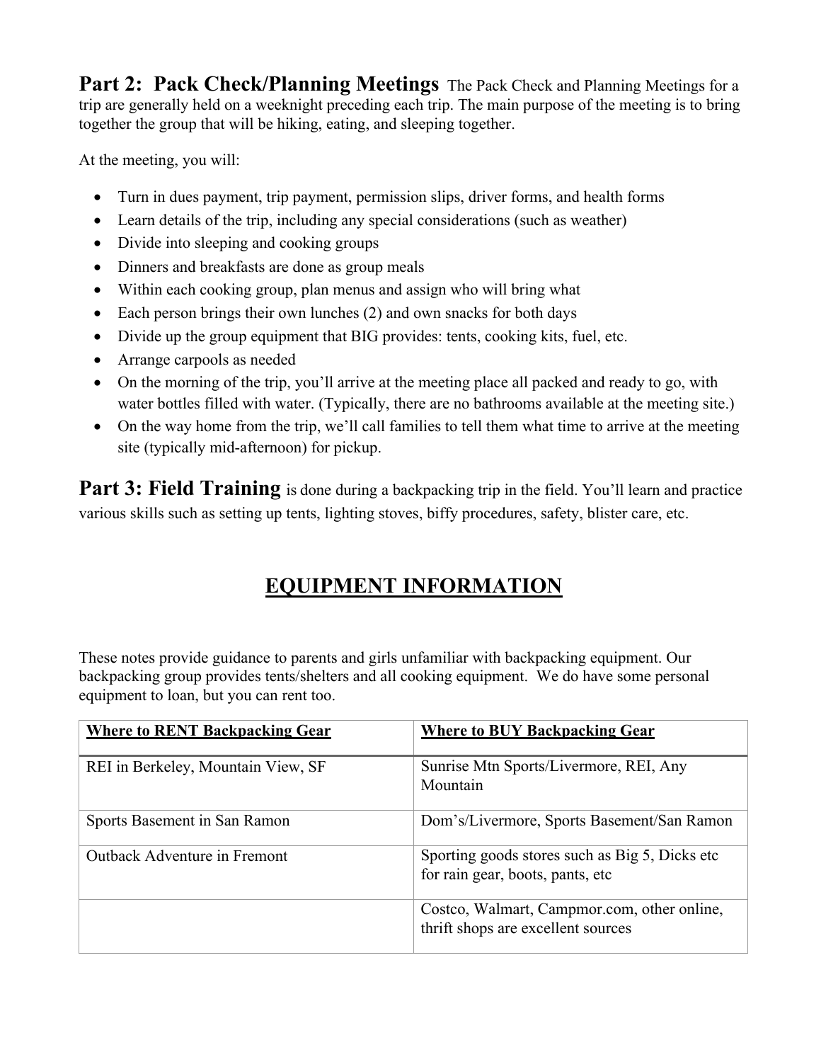**Part 2: Pack Check/Planning Meetings** The Pack Check and Planning Meetings for a trip are generally held on a weeknight preceding each trip. The main purpose of the meeting is to bring together the group that will be hiking, eating, and sleeping together.

At the meeting, you will:

- Turn in dues payment, trip payment, permission slips, driver forms, and health forms
- Learn details of the trip, including any special considerations (such as weather)
- Divide into sleeping and cooking groups
- Dinners and breakfasts are done as group meals
- Within each cooking group, plan menus and assign who will bring what
- Each person brings their own lunches (2) and own snacks for both days
- Divide up the group equipment that BIG provides: tents, cooking kits, fuel, etc.
- Arrange carpools as needed
- On the morning of the trip, you'll arrive at the meeting place all packed and ready to go, with water bottles filled with water. (Typically, there are no bathrooms available at the meeting site.)
- On the way home from the trip, we'll call families to tell them what time to arrive at the meeting site (typically mid-afternoon) for pickup.

**Part 3: Field Training** is done during a backpacking trip in the field. You'll learn and practice various skills such as setting up tents, lighting stoves, biffy procedures, safety, blister care, etc.

## EQUIPMENT INFORMATION

These notes provide guidance to parents and girls unfamiliar with backpacking equipment. Our backpacking group provides tents/shelters and all cooking equipment. We do have some personal equipment to loan, but you can rent too.

| Where to RENT Backpacking Gear | Where to BUY Backpacking Gear |
|---|---|
| REI in Berkeley, Mountain View, SF | Sunrise Mtn Sports/Livermore, REI, Any Mountain |
| Sports Basement in San Ramon | Dom's/Livermore, Sports Basement/San Ramon |
| Outback Adventure in Fremont | Sporting goods stores such as Big 5, Dicks etc for rain gear, boots, pants, etc |
| | Costco, Walmart, Campmor.com, other online, thrift shops are excellent sources |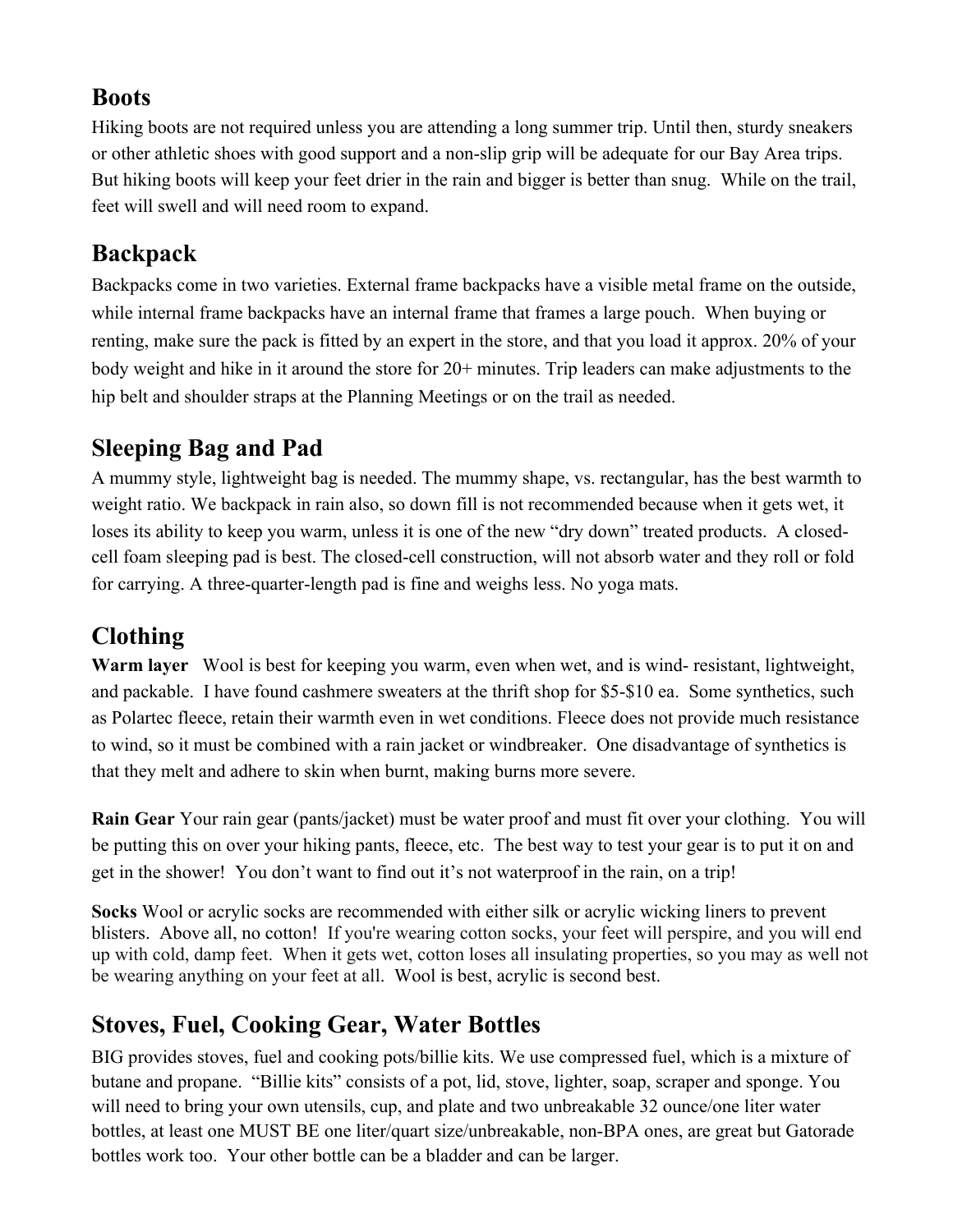## Boots

Hiking boots are not required unless you are attending a long summer trip. Until then, sturdy sneakers or other athletic shoes with good support and a non-slip grip will be adequate for our Bay Area trips. But hiking boots will keep your feet drier in the rain and bigger is better than snug. While on the trail, feet will swell and will need room to expand.

## Backpack

Backpacks come in two varieties. External frame backpacks have a visible metal frame on the outside, while internal frame backpacks have an internal frame that frames a large pouch. When buying or renting, make sure the pack is fitted by an expert in the store, and that you load it approx. 20% of your body weight and hike in it around the store for 20+ minutes. Trip leaders can make adjustments to the hip belt and shoulder straps at the Planning Meetings or on the trail as needed.

## Sleeping Bag and Pad

A mummy style, lightweight bag is needed. The mummy shape, vs. rectangular, has the best warmth to weight ratio. We backpack in rain also, so down fill is not recommended because when it gets wet, it loses its ability to keep you warm, unless it is one of the new "dry down" treated products. A closed-cell foam sleeping pad is best. The closed-cell construction, will not absorb water and they roll or fold for carrying. A three-quarter-length pad is fine and weighs less. No yoga mats.

## Clothing

**Warm layer** Wool is best for keeping you warm, even when wet, and is wind- resistant, lightweight, and packable. I have found cashmere sweaters at the thrift shop for $5-$10 ea. Some synthetics, such as Polartec fleece, retain their warmth even in wet conditions. Fleece does not provide much resistance to wind, so it must be combined with a rain jacket or windbreaker. One disadvantage of synthetics is that they melt and adhere to skin when burnt, making burns more severe.

**Rain Gear** Your rain gear (pants/jacket) must be water proof and must fit over your clothing. You will be putting this on over your hiking pants, fleece, etc. The best way to test your gear is to put it on and get in the shower! You don't want to find out it's not waterproof in the rain, on a trip!

**Socks** Wool or acrylic socks are recommended with either silk or acrylic wicking liners to prevent blisters. Above all, no cotton! If you're wearing cotton socks, your feet will perspire, and you will end up with cold, damp feet. When it gets wet, cotton loses all insulating properties, so you may as well not be wearing anything on your feet at all. Wool is best, acrylic is second best.

## Stoves, Fuel, Cooking Gear, Water Bottles

BIG provides stoves, fuel and cooking pots/billie kits. We use compressed fuel, which is a mixture of butane and propane. "Billie kits" consists of a pot, lid, stove, lighter, soap, scraper and sponge. You will need to bring your own utensils, cup, and plate and two unbreakable 32 ounce/one liter water bottles, at least one MUST BE one liter/quart size/unbreakable, non-BPA ones, are great but Gatorade bottles work too. Your other bottle can be a bladder and can be larger.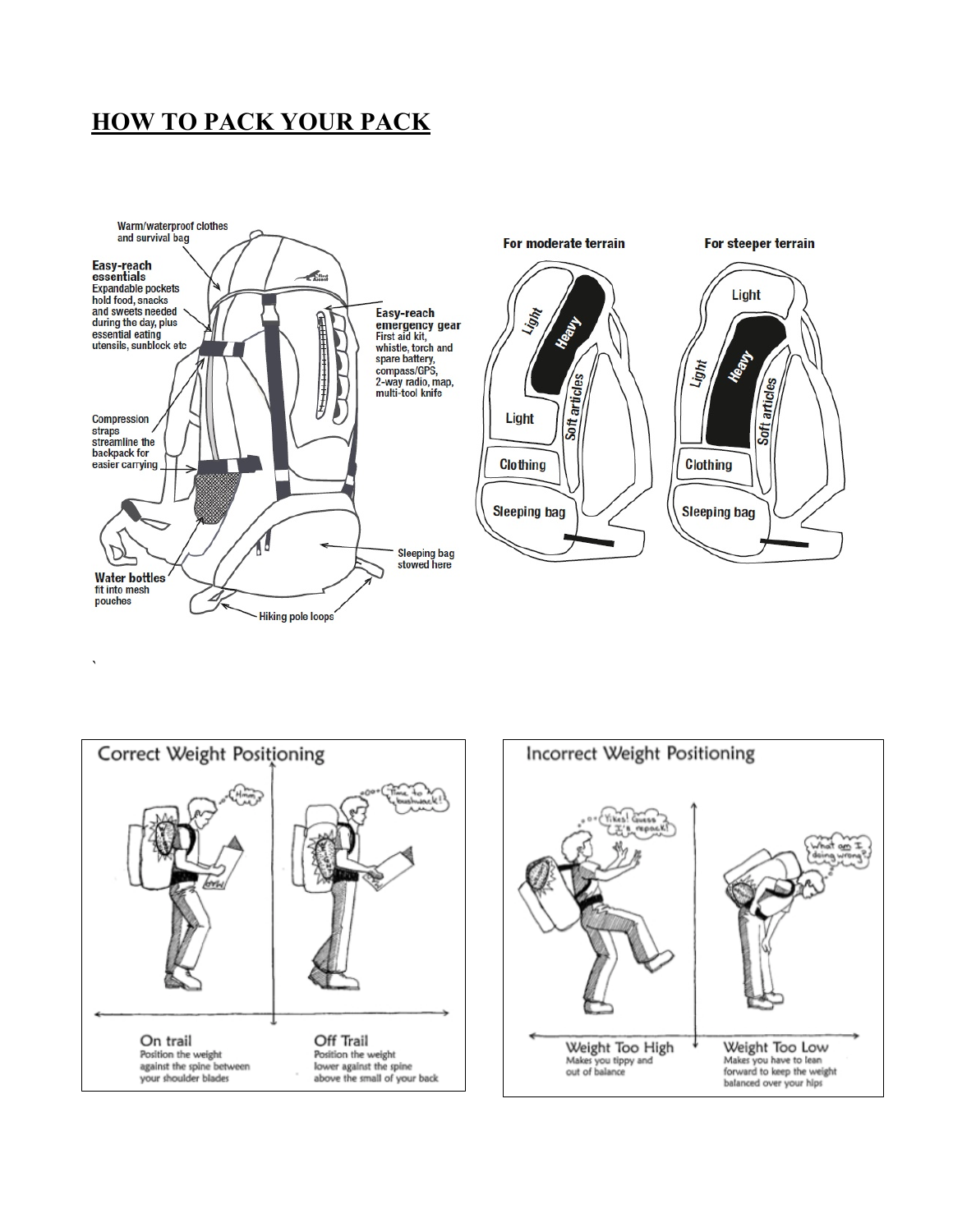# HOW TO PACK YOUR PACK

Warm/waterproof clothes and survival bag

**Easy-reach essentials**
Expandable pockets hold food, snacks and sweets needed during the day, plus essential eating utensils, sunblock etc

**Easy-reach emergency gear**
First aid kit, whistle, torch and spare battery, compass/GPS, 2-way radio, map, multi-tool knife

Compression straps streamline the backpack for easier carrying

**Water bottles** fit into mesh pouches

Sleeping bag stowed here

Hiking pole loops

**For moderate terrain**

Light
Heavy
Soft articles
Light
Clothing
Sleeping bag

**For steeper terrain**

Light
Light
Heavy
Soft articles
Clothing
Sleeping bag

`

**Correct Weight Positioning**

On trail
Position the weight against the spine between your shoulder blades

Off Trail
Position the weight lower against the spine above the small of your back

**Incorrect Weight Positioning**

Weight Too High
Makes you tippy and out of balance

Weight Too Low
Makes you have to lean forward to keep the weight balanced over your hips